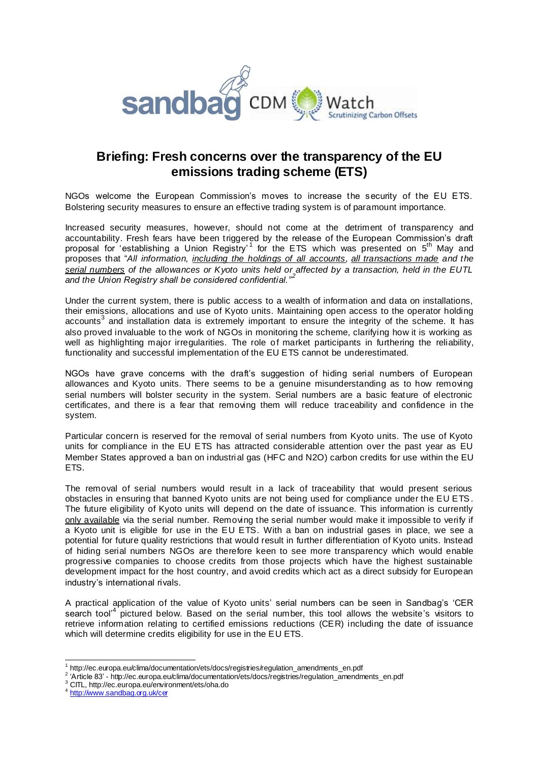# Briefing: Fresh concerns over the transparency of the EU emissions trading scheme (ETS)

NGOs welcome the European Commission's moves to increase the security of the EU ETS. Bolstering security measures to ensure an effective trading system is of paramount importance.

Increased security measures, however, should not come at the detriment of transparency and accountability. Fresh fears have been triggered by the release of the European Commission's draft proposal for 'establishing a Union Registry'[1] for the ETS which was presented on 5th May and proposes that "*All information, <u>including the holdings of all accounts</u>, <u>all transactions made</u> and the <u>serial numbers</u> of the allowances or Kyoto units held or affected by a transaction, held in the EUTL and the Union Registry shall be considered confidential.*"[2]

Under the current system, there is public access to a wealth of information and data on installations, their emissions, allocations and use of Kyoto units. Maintaining open access to the operator holding accounts[3] and installation data is extremely important to ensure the integrity of the scheme. It has also proved invaluable to the work of NGOs in monitoring the scheme, clarifying how it is working as well as highlighting major irregularities. The role of market participants in furthering the reliability, functionality and successful implementation of the EU ETS cannot be underestimated.

NGOs have grave concerns with the draft's suggestion of hiding serial numbers of European allowances and Kyoto units. There seems to be a genuine misunderstanding as to how removing serial numbers will bolster security in the system. Serial numbers are a basic feature of electronic certificates, and there is a fear that removing them will reduce traceability and confidence in the system.

Particular concern is reserved for the removal of serial numbers from Kyoto units. The use of Kyoto units for compliance in the EU ETS has attracted considerable attention over the past year as EU Member States approved a ban on industrial gas (HFC and N2O) carbon credits for use within the EU ETS.

The removal of serial numbers would result in a lack of traceability that would present serious obstacles in ensuring that banned Kyoto units are not being used for compliance under the EU ETS. The future eligibility of Kyoto units will depend on the date of issuance. This information is currently <u>only available</u> via the serial number. Removing the serial number would make it impossible to verify if a Kyoto unit is eligible for use in the EU ETS. With a ban on industrial gases in place, we see a potential for future quality restrictions that would result in further differentiation of Kyoto units. Instead of hiding serial numbers NGOs are therefore keen to see more transparency which would enable progressive companies to choose credits from those projects which have the highest sustainable development impact for the host country, and avoid credits which act as a direct subsidy for European industry's international rivals.

A practical application of the value of Kyoto units' serial numbers can be seen in Sandbag's 'CER search tool'[4] pictured below. Based on the serial number, this tool allows the website's visitors to retrieve information relating to certified emissions reductions (CER) including the date of issuance which will determine credits eligibility for use in the EU ETS.

---

[1] http://ec.europa.eu/clima/documentation/ets/docs/registries/regulation_amendments_en.pdf

[2] 'Article 83' - http://ec.europa.eu/clima/documentation/ets/docs/registries/regulation_amendments_en.pdf

[3] CITL, http://ec.europa.eu/environment/ets/oha.do

[4] http://www.sandbag.org.uk/cer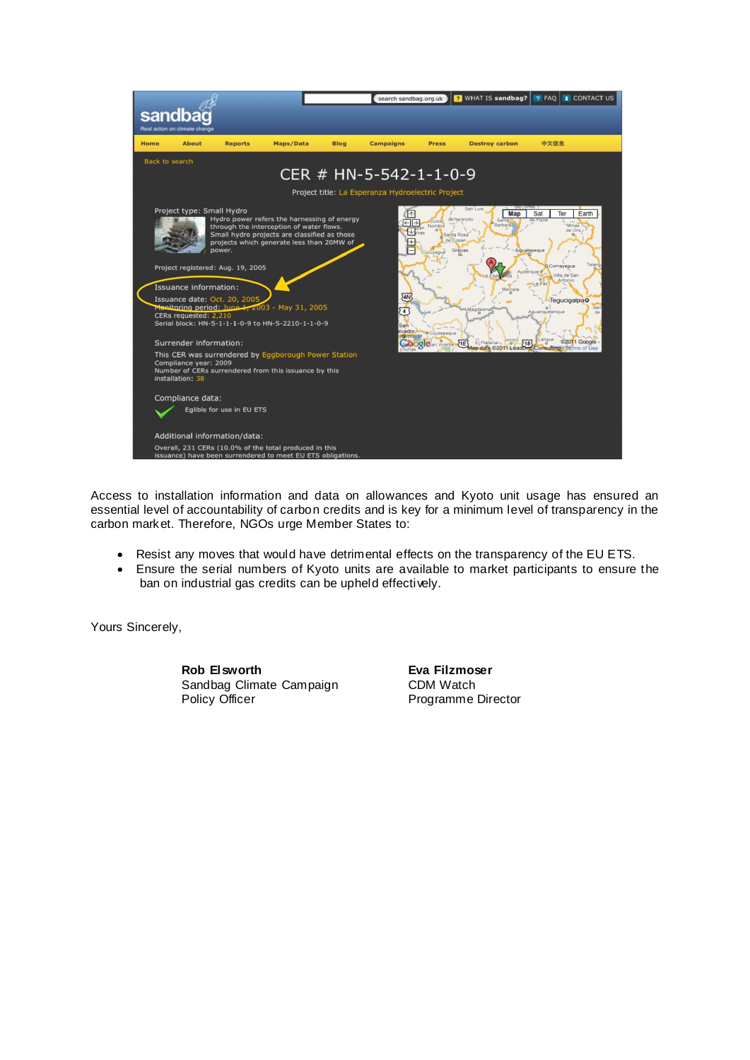Access to installation information and data on allowances and Kyoto unit usage has ensured an essential level of accountability of carbon credits and is key for a minimum level of transparency in the carbon market. Therefore, NGOs urge Member States to:

- Resist any moves that would have detrimental effects on the transparency of the EU ETS.
- Ensure the serial numbers of Kyoto units are available to market participants to ensure the ban on industrial gas credits can be upheld effectively.

Yours Sincerely,

**Rob Elsworth**
Sandbag Climate Campaign
Policy Officer

**Eva Filzmoser**
CDM Watch
Programme Director